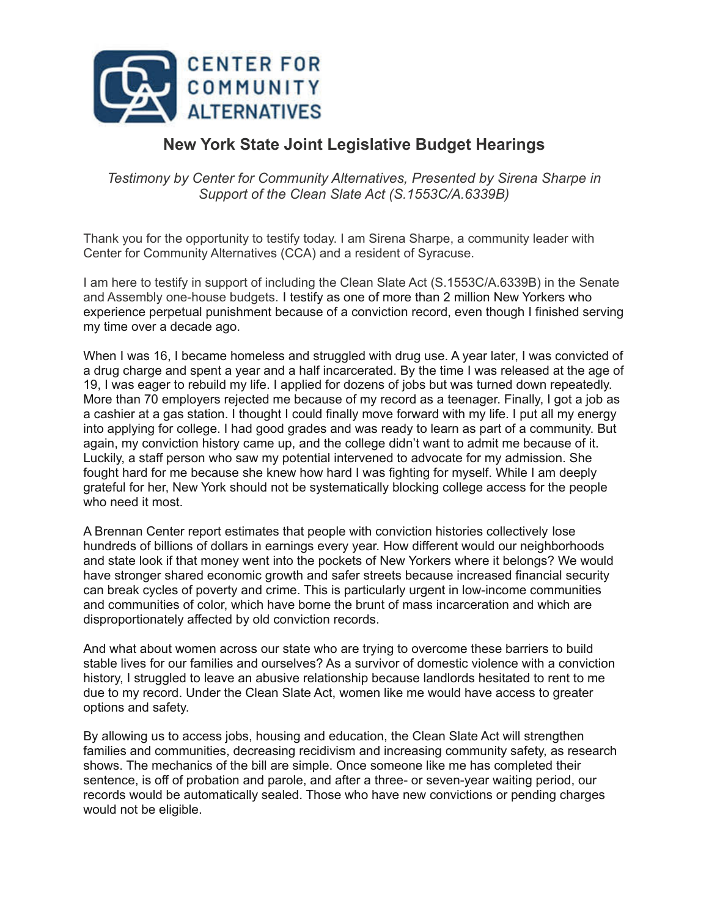CENTER FOR COMMUNITY ALTERNATIVES

# New York State Joint Legislative Budget Hearings

*Testimony by Center for Community Alternatives, Presented by Sirena Sharpe in Support of the Clean Slate Act (S.1553C/A.6339B)*

Thank you for the opportunity to testify today. I am Sirena Sharpe, a community leader with Center for Community Alternatives (CCA) and a resident of Syracuse.

I am here to testify in support of including the Clean Slate Act (S.1553C/A.6339B) in the Senate and Assembly one-house budgets. I testify as one of more than 2 million New Yorkers who experience perpetual punishment because of a conviction record, even though I finished serving my time over a decade ago.

When I was 16, I became homeless and struggled with drug use. A year later, I was convicted of a drug charge and spent a year and a half incarcerated. By the time I was released at the age of 19, I was eager to rebuild my life. I applied for dozens of jobs but was turned down repeatedly. More than 70 employers rejected me because of my record as a teenager. Finally, I got a job as a cashier at a gas station. I thought I could finally move forward with my life. I put all my energy into applying for college. I had good grades and was ready to learn as part of a community. But again, my conviction history came up, and the college didn't want to admit me because of it. Luckily, a staff person who saw my potential intervened to advocate for my admission. She fought hard for me because she knew how hard I was fighting for myself. While I am deeply grateful for her, New York should not be systematically blocking college access for the people who need it most.

A Brennan Center report estimates that people with conviction histories collectively lose hundreds of billions of dollars in earnings every year. How different would our neighborhoods and state look if that money went into the pockets of New Yorkers where it belongs? We would have stronger shared economic growth and safer streets because increased financial security can break cycles of poverty and crime. This is particularly urgent in low-income communities and communities of color, which have borne the brunt of mass incarceration and which are disproportionately affected by old conviction records.

And what about women across our state who are trying to overcome these barriers to build stable lives for our families and ourselves? As a survivor of domestic violence with a conviction history, I struggled to leave an abusive relationship because landlords hesitated to rent to me due to my record. Under the Clean Slate Act, women like me would have access to greater options and safety.

By allowing us to access jobs, housing and education, the Clean Slate Act will strengthen families and communities, decreasing recidivism and increasing community safety, as research shows. The mechanics of the bill are simple. Once someone like me has completed their sentence, is off of probation and parole, and after a three- or seven-year waiting period, our records would be automatically sealed. Those who have new convictions or pending charges would not be eligible.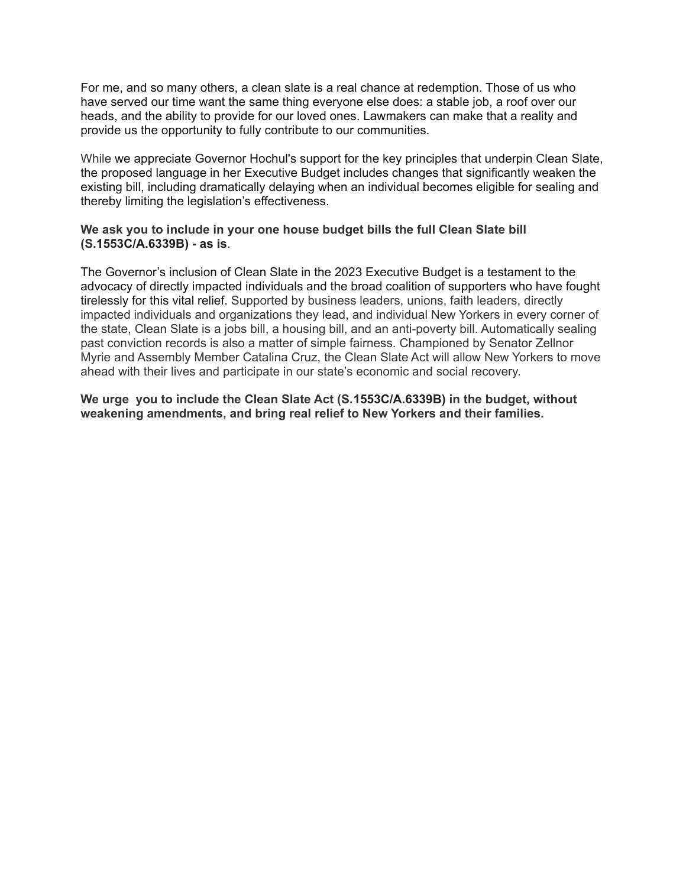For me, and so many others, a clean slate is a real chance at redemption. Those of us who have served our time want the same thing everyone else does: a stable job, a roof over our heads, and the ability to provide for our loved ones. Lawmakers can make that a reality and provide us the opportunity to fully contribute to our communities.

While we appreciate Governor Hochul's support for the key principles that underpin Clean Slate, the proposed language in her Executive Budget includes changes that significantly weaken the existing bill, including dramatically delaying when an individual becomes eligible for sealing and thereby limiting the legislation's effectiveness.

**We ask you to include in your one house budget bills the full Clean Slate bill (S.1553C/A.6339B) - as is**.

The Governor's inclusion of Clean Slate in the 2023 Executive Budget is a testament to the advocacy of directly impacted individuals and the broad coalition of supporters who have fought tirelessly for this vital relief. Supported by business leaders, unions, faith leaders, directly impacted individuals and organizations they lead, and individual New Yorkers in every corner of the state, Clean Slate is a jobs bill, a housing bill, and an anti-poverty bill. Automatically sealing past conviction records is also a matter of simple fairness. Championed by Senator Zellnor Myrie and Assembly Member Catalina Cruz, the Clean Slate Act will allow New Yorkers to move ahead with their lives and participate in our state's economic and social recovery.

**We urge you to include the Clean Slate Act (S.1553C/A.6339B) in the budget, without weakening amendments, and bring real relief to New Yorkers and their families.**